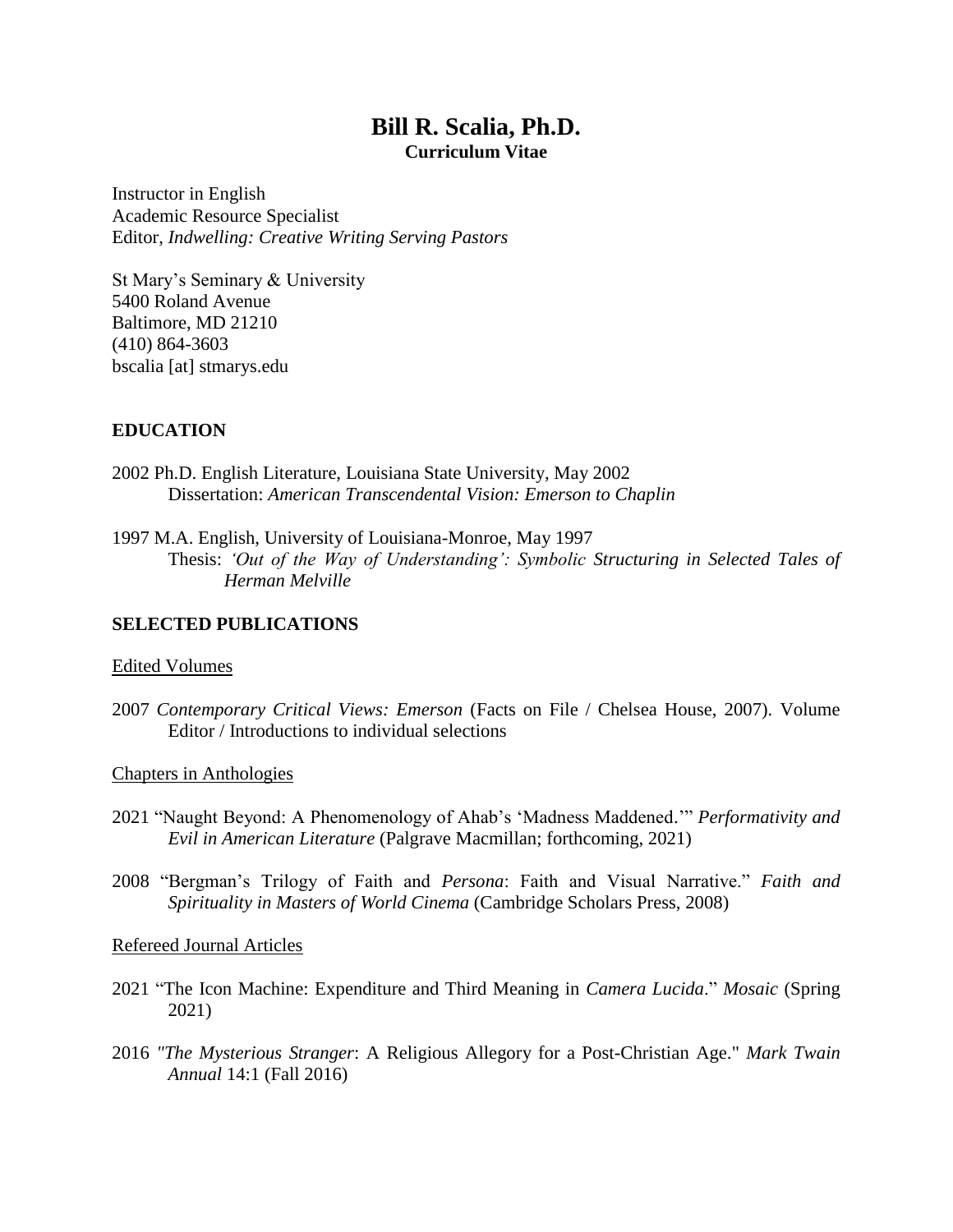# Bill R. Scalia, Ph.D.

**Curriculum Vitae**

Instructor in English
Academic Resource Specialist
Editor, *Indwelling: Creative Writing Serving Pastors*

St Mary's Seminary & University
5400 Roland Avenue
Baltimore, MD 21210
(410) 864-3603
bscalia [at] stmarys.edu

## EDUCATION

2002 Ph.D. English Literature, Louisiana State University, May 2002
Dissertation: *American Transcendental Vision: Emerson to Chaplin*

1997 M.A. English, University of Louisiana-Monroe, May 1997
Thesis: *'Out of the Way of Understanding': Symbolic Structuring in Selected Tales of Herman Melville*

## SELECTED PUBLICATIONS

Edited Volumes

2007 *Contemporary Critical Views: Emerson* (Facts on File / Chelsea House, 2007). Volume Editor / Introductions to individual selections

Chapters in Anthologies

2021 "Naught Beyond: A Phenomenology of Ahab's 'Madness Maddened.'" *Performativity and Evil in American Literature* (Palgrave Macmillan; forthcoming, 2021)

2008 "Bergman's Trilogy of Faith and *Persona*: Faith and Visual Narrative." *Faith and Spirituality in Masters of World Cinema* (Cambridge Scholars Press, 2008)

Refereed Journal Articles

2021 "The Icon Machine: Expenditure and Third Meaning in *Camera Lucida*." *Mosaic* (Spring 2021)

2016 *"The Mysterious Stranger*: A Religious Allegory for a Post-Christian Age." *Mark Twain Annual* 14:1 (Fall 2016)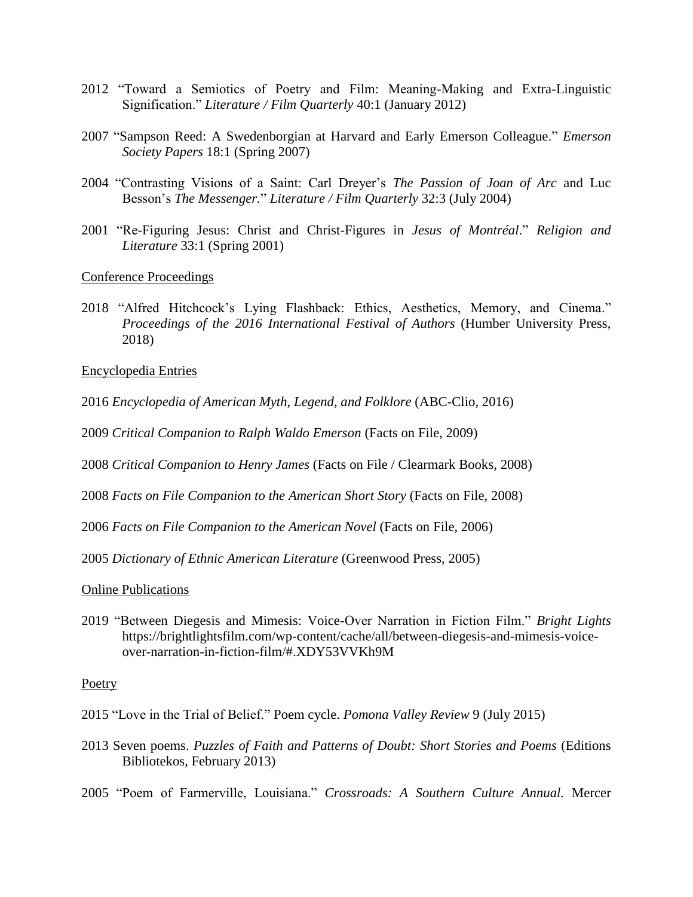2012 "Toward a Semiotics of Poetry and Film: Meaning-Making and Extra-Linguistic Signification." *Literature / Film Quarterly* 40:1 (January 2012)

2007 "Sampson Reed: A Swedenborgian at Harvard and Early Emerson Colleague." *Emerson Society Papers* 18:1 (Spring 2007)

2004 "Contrasting Visions of a Saint: Carl Dreyer's *The Passion of Joan of Arc* and Luc Besson's *The Messenger.*" *Literature / Film Quarterly* 32:3 (July 2004)

2001 "Re-Figuring Jesus: Christ and Christ-Figures in *Jesus of Montréal*." *Religion and Literature* 33:1 (Spring 2001)

<u>Conference Proceedings</u>

2018 "Alfred Hitchcock's Lying Flashback: Ethics, Aesthetics, Memory, and Cinema." *Proceedings of the 2016 International Festival of Authors* (Humber University Press, 2018)

<u>Encyclopedia Entries</u>

2016 *Encyclopedia of American Myth, Legend, and Folklore* (ABC-Clio, 2016)

2009 *Critical Companion to Ralph Waldo Emerson* (Facts on File, 2009)

2008 *Critical Companion to Henry James* (Facts on File / Clearmark Books, 2008)

2008 *Facts on File Companion to the American Short Story* (Facts on File, 2008)

2006 *Facts on File Companion to the American Novel* (Facts on File, 2006)

2005 *Dictionary of Ethnic American Literature* (Greenwood Press, 2005)

<u>Online Publications</u>

2019 "Between Diegesis and Mimesis: Voice-Over Narration in Fiction Film." *Bright Lights* https://brightlightsfilm.com/wp-content/cache/all/between-diegesis-and-mimesis-voice-over-narration-in-fiction-film/#.XDY53VVKh9M

<u>Poetry</u>

2015 "Love in the Trial of Belief." Poem cycle. *Pomona Valley Review* 9 (July 2015)

2013 Seven poems. *Puzzles of Faith and Patterns of Doubt: Short Stories and Poems* (Editions Bibliotekos, February 2013)

2005 "Poem of Farmerville, Louisiana." *Crossroads: A Southern Culture Annual.* Mercer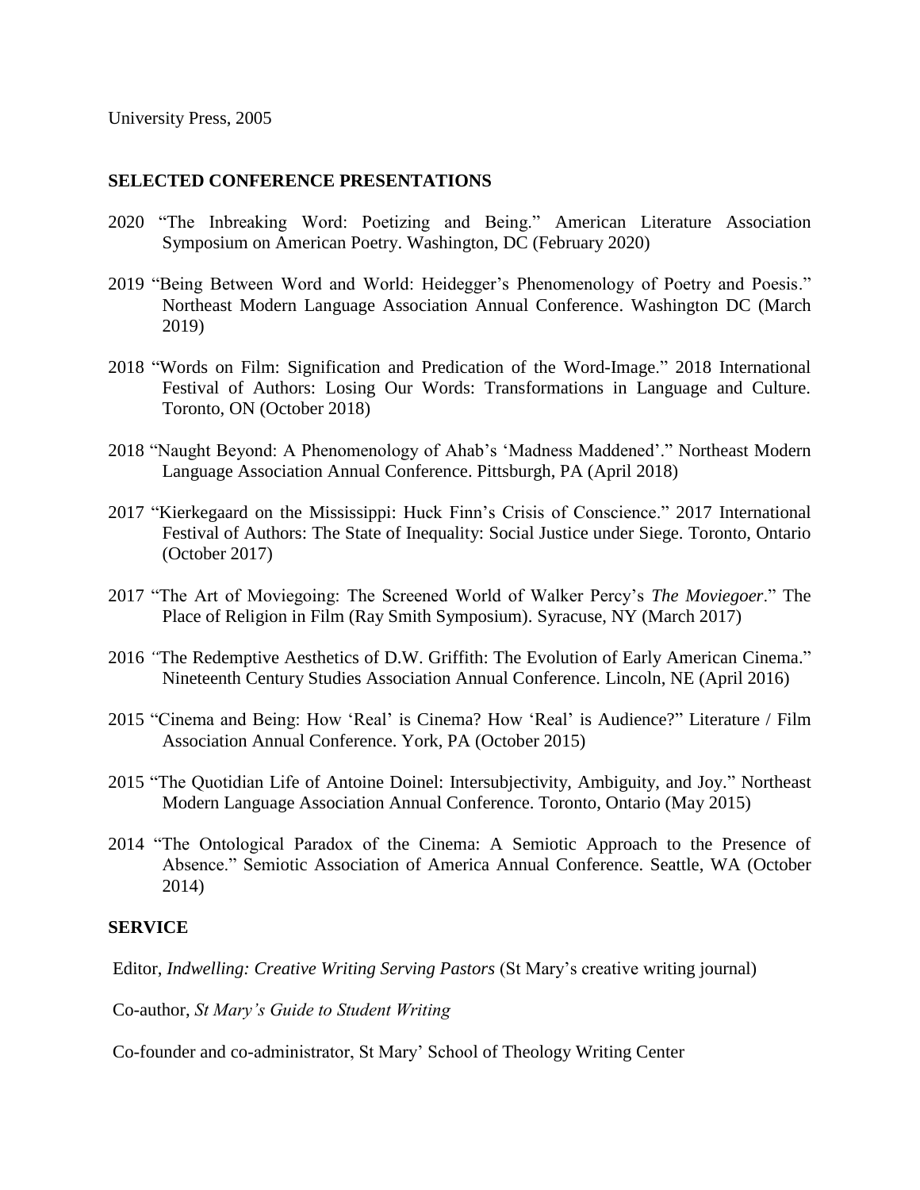University Press, 2005

## SELECTED CONFERENCE PRESENTATIONS

2020 "The Inbreaking Word: Poetizing and Being." American Literature Association Symposium on American Poetry. Washington, DC (February 2020)

2019 "Being Between Word and World: Heidegger's Phenomenology of Poetry and Poesis." Northeast Modern Language Association Annual Conference. Washington DC (March 2019)

2018 "Words on Film: Signification and Predication of the Word-Image." 2018 International Festival of Authors: Losing Our Words: Transformations in Language and Culture. Toronto, ON (October 2018)

2018 "Naught Beyond: A Phenomenology of Ahab's 'Madness Maddened'." Northeast Modern Language Association Annual Conference. Pittsburgh, PA (April 2018)

2017 "Kierkegaard on the Mississippi: Huck Finn's Crisis of Conscience." 2017 International Festival of Authors: The State of Inequality: Social Justice under Siege. Toronto, Ontario (October 2017)

2017 "The Art of Moviegoing: The Screened World of Walker Percy's *The Moviegoer*." The Place of Religion in Film (Ray Smith Symposium). Syracuse, NY (March 2017)

2016 "The Redemptive Aesthetics of D.W. Griffith: The Evolution of Early American Cinema." Nineteenth Century Studies Association Annual Conference. Lincoln, NE (April 2016)

2015 "Cinema and Being: How 'Real' is Cinema? How 'Real' is Audience?" Literature / Film Association Annual Conference. York, PA (October 2015)

2015 "The Quotidian Life of Antoine Doinel: Intersubjectivity, Ambiguity, and Joy." Northeast Modern Language Association Annual Conference. Toronto, Ontario (May 2015)

2014 "The Ontological Paradox of the Cinema: A Semiotic Approach to the Presence of Absence." Semiotic Association of America Annual Conference. Seattle, WA (October 2014)

## SERVICE

Editor, *Indwelling: Creative Writing Serving Pastors* (St Mary's creative writing journal)

Co-author, *St Mary's Guide to Student Writing*

Co-founder and co-administrator, St Mary' School of Theology Writing Center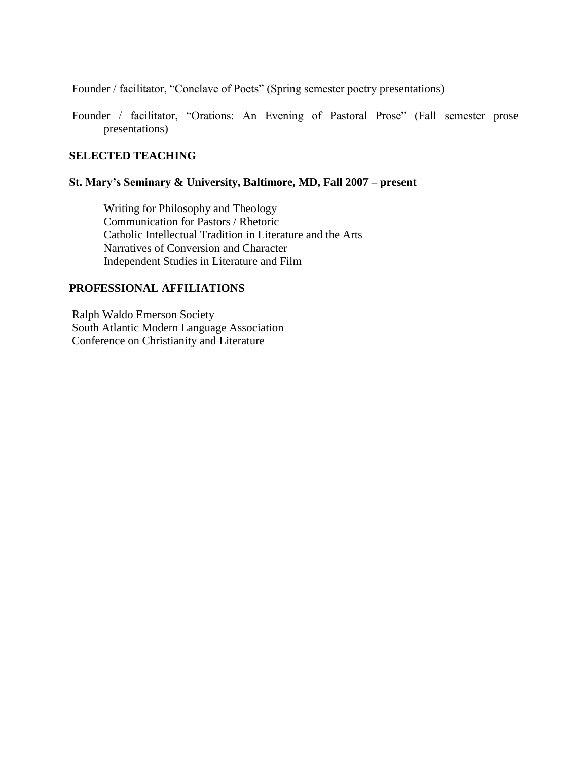Founder / facilitator, "Conclave of Poets" (Spring semester poetry presentations)

Founder / facilitator, "Orations: An Evening of Pastoral Prose" (Fall semester prose presentations)

## SELECTED TEACHING

**St. Mary's Seminary & University, Baltimore, MD, Fall 2007 – present**

Writing for Philosophy and Theology
Communication for Pastors / Rhetoric
Catholic Intellectual Tradition in Literature and the Arts
Narratives of Conversion and Character
Independent Studies in Literature and Film

## PROFESSIONAL AFFILIATIONS

Ralph Waldo Emerson Society
South Atlantic Modern Language Association
Conference on Christianity and Literature